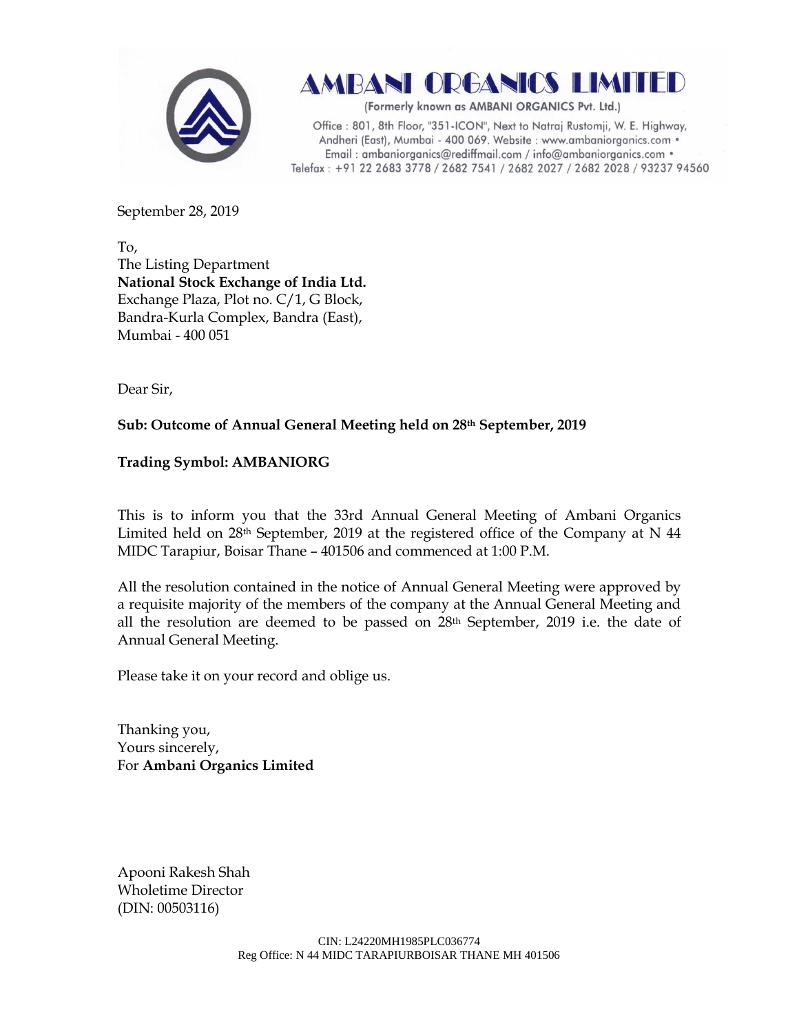# AMBANI ORGANICS LIMITED

(Formerly known as AMBANI ORGANICS Pvt. Ltd.)

Office : 801, 8th Floor, "351-ICON", Next to Natraj Rustomji, W. E. Highway, Andheri (East), Mumbai - 400 069. Website : www.ambaniorganics.com • Email : ambaniorganics@rediffmail.com / info@ambaniorganics.com • Telefax : +91 22 2683 3778 / 2682 7541 / 2682 2027 / 2682 2028 / 93237 94560

September 28, 2019

To,
The Listing Department
**National Stock Exchange of India Ltd.**
Exchange Plaza, Plot no. C/1, G Block,
Bandra-Kurla Complex, Bandra (East),
Mumbai - 400 051

Dear Sir,

**Sub: Outcome of Annual General Meeting held on 28th September, 2019**

**Trading Symbol: AMBANIORG**

This is to inform you that the 33rd Annual General Meeting of Ambani Organics Limited held on 28th September, 2019 at the registered office of the Company at N 44 MIDC Tarapiur, Boisar Thane – 401506 and commenced at 1:00 P.M.

All the resolution contained in the notice of Annual General Meeting were approved by a requisite majority of the members of the company at the Annual General Meeting and all the resolution are deemed to be passed on 28th September, 2019 i.e. the date of Annual General Meeting.

Please take it on your record and oblige us.

Thanking you,
Yours sincerely,
For **Ambani Organics Limited**

Apooni Rakesh Shah
Wholetime Director
(DIN: 00503116)

CIN: L24220MH1985PLC036774
Reg Office: N 44 MIDC TARAPIURBOISAR THANE MH 401506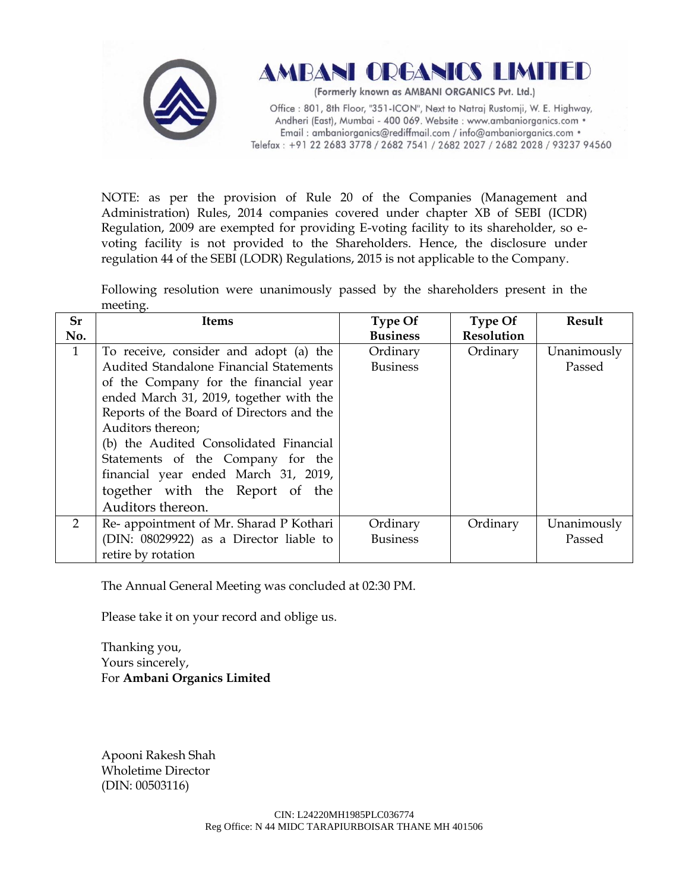# AMBANI ORGANICS LIMITED

(Formerly known as AMBANI ORGANICS Pvt. Ltd.)

Office : 801, 8th Floor, "351-ICON", Next to Natraj Rustomji, W. E. Highway, Andheri (East), Mumbai - 400 069. Website : www.ambaniorganics.com • Email : ambaniorganics@rediffmail.com / info@ambaniorganics.com • Telefax : +91 22 2683 3778 / 2682 7541 / 2682 2027 / 2682 2028 / 93237 94560

NOTE: as per the provision of Rule 20 of the Companies (Management and Administration) Rules, 2014 companies covered under chapter XB of SEBI (ICDR) Regulation, 2009 are exempted for providing E-voting facility to its shareholder, so e-voting facility is not provided to the Shareholders. Hence, the disclosure under regulation 44 of the SEBI (LODR) Regulations, 2015 is not applicable to the Company.

Following resolution were unanimously passed by the shareholders present in the meeting.

| Sr No. | Items | Type Of Business | Type Of Resolution | Result |
|---|---|---|---|---|
| 1 | To receive, consider and adopt (a) the Audited Standalone Financial Statements of the Company for the financial year ended March 31, 2019, together with the Reports of the Board of Directors and the Auditors thereon;<br>(b) the Audited Consolidated Financial Statements of the Company for the financial year ended March 31, 2019, together with the Report of the Auditors thereon. | Ordinary Business | Ordinary | Unanimously Passed |
| 2 | Re- appointment of Mr. Sharad P Kothari (DIN: 08029922) as a Director liable to retire by rotation | Ordinary Business | Ordinary | Unanimously Passed |

The Annual General Meeting was concluded at 02:30 PM.

Please take it on your record and oblige us.

Thanking you,
Yours sincerely,
For **Ambani Organics Limited**

Apooni Rakesh Shah
Wholetime Director
(DIN: 00503116)

CIN: L24220MH1985PLC036774
Reg Office: N 44 MIDC TARAPIURBOISAR THANE MH 401506